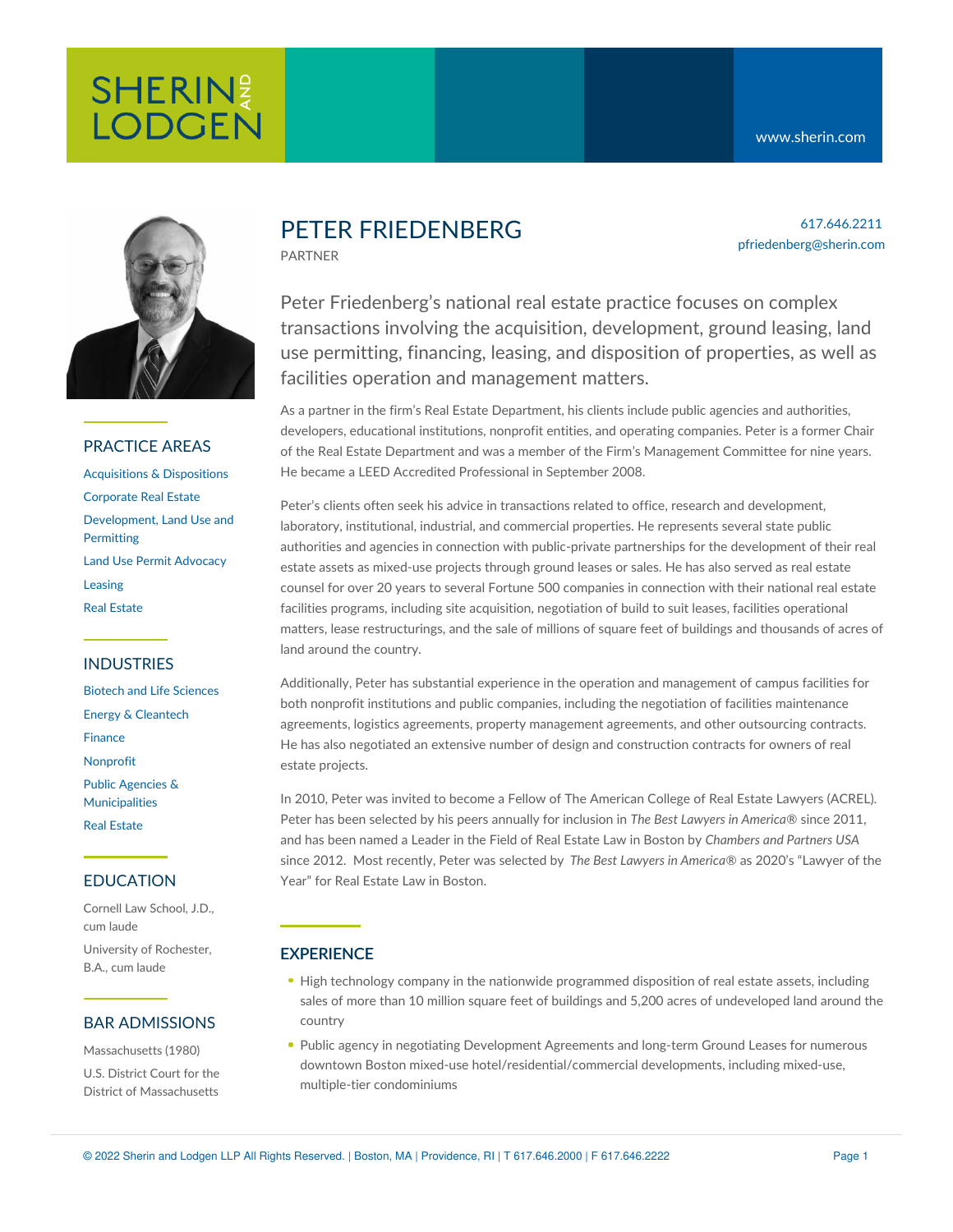# PETER FRIEDENBERG

PARTNER

617.646.2211
pfriedenberg@sherin.com

Peter Friedenberg's national real estate practice focuses on complex transactions involving the acquisition, development, ground leasing, land use permitting, financing, leasing, and disposition of properties, as well as facilities operation and management matters.

As a partner in the firm's Real Estate Department, his clients include public agencies and authorities, developers, educational institutions, nonprofit entities, and operating companies. Peter is a former Chair of the Real Estate Department and was a member of the Firm's Management Committee for nine years. He became a LEED Accredited Professional in September 2008.

Peter's clients often seek his advice in transactions related to office, research and development, laboratory, institutional, industrial, and commercial properties. He represents several state public authorities and agencies in connection with public-private partnerships for the development of their real estate assets as mixed-use projects through ground leases or sales. He has also served as real estate counsel for over 20 years to several Fortune 500 companies in connection with their national real estate facilities programs, including site acquisition, negotiation of build to suit leases, facilities operational matters, lease restructurings, and the sale of millions of square feet of buildings and thousands of acres of land around the country.

Additionally, Peter has substantial experience in the operation and management of campus facilities for both nonprofit institutions and public companies, including the negotiation of facilities maintenance agreements, logistics agreements, property management agreements, and other outsourcing contracts. He has also negotiated an extensive number of design and construction contracts for owners of real estate projects.

In 2010, Peter was invited to become a Fellow of The American College of Real Estate Lawyers (ACREL). Peter has been selected by his peers annually for inclusion in *The Best Lawyers in America*® since 2011, and has been named a Leader in the Field of Real Estate Law in Boston by *Chambers and Partners USA* since 2012. Most recently, Peter was selected by *The Best Lawyers in America*® as 2020's "Lawyer of the Year" for Real Estate Law in Boston.

## EXPERIENCE

- High technology company in the nationwide programmed disposition of real estate assets, including sales of more than 10 million square feet of buildings and 5,200 acres of undeveloped land around the country
- Public agency in negotiating Development Agreements and long-term Ground Leases for numerous downtown Boston mixed-use hotel/residential/commercial developments, including mixed-use, multiple-tier condominiums

## PRACTICE AREAS

- Acquisitions & Dispositions
- Corporate Real Estate
- Development, Land Use and Permitting
- Land Use Permit Advocacy
- Leasing
- Real Estate

## INDUSTRIES

- Biotech and Life Sciences
- Energy & Cleantech
- Finance
- Nonprofit
- Public Agencies & Municipalities
- Real Estate

## EDUCATION

Cornell Law School, J.D., cum laude

University of Rochester, B.A., cum laude

## BAR ADMISSIONS

Massachusetts (1980)

U.S. District Court for the District of Massachusetts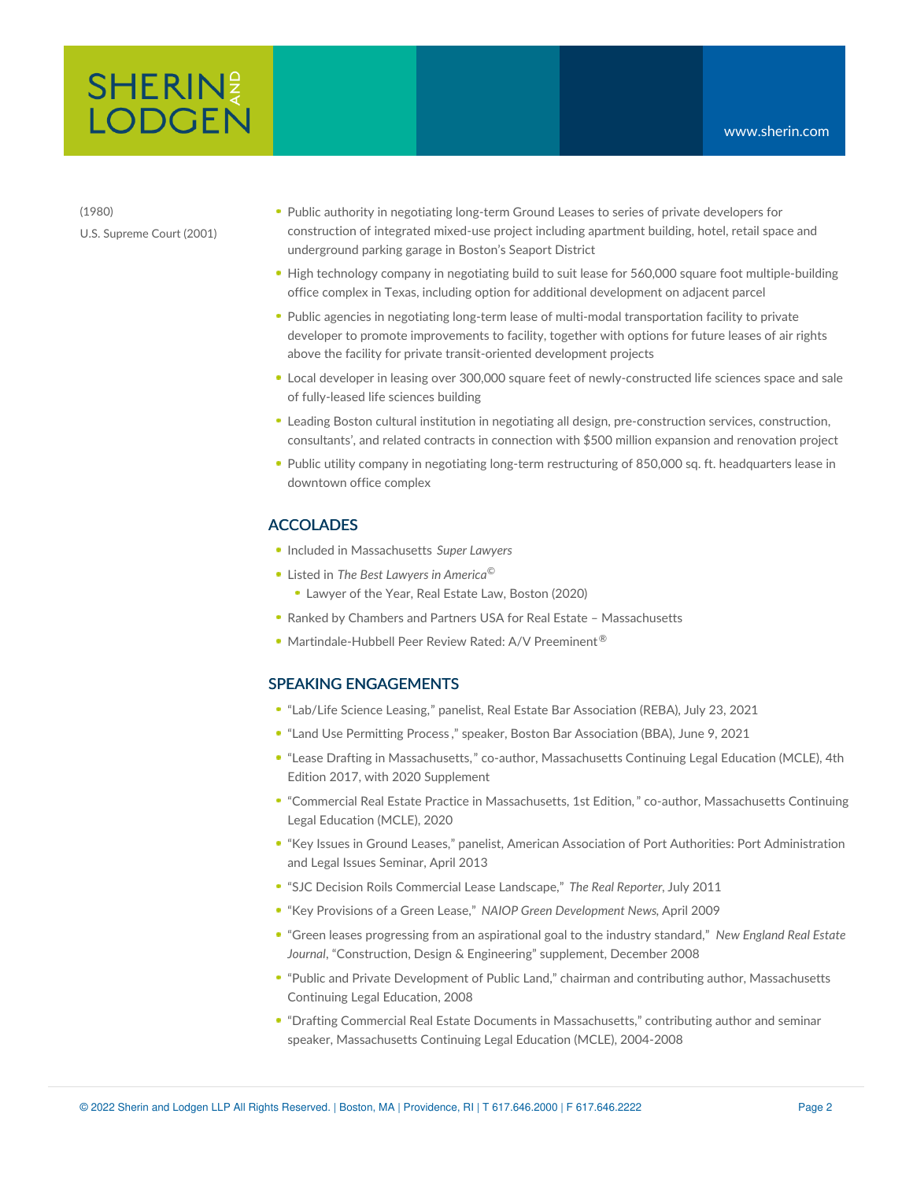(1980)

U.S. Supreme Court (2001)

- Public authority in negotiating long-term Ground Leases to series of private developers for construction of integrated mixed-use project including apartment building, hotel, retail space and underground parking garage in Boston's Seaport District
- High technology company in negotiating build to suit lease for 560,000 square foot multiple-building office complex in Texas, including option for additional development on adjacent parcel
- Public agencies in negotiating long-term lease of multi-modal transportation facility to private developer to promote improvements to facility, together with options for future leases of air rights above the facility for private transit-oriented development projects
- Local developer in leasing over 300,000 square feet of newly-constructed life sciences space and sale of fully-leased life sciences building
- Leading Boston cultural institution in negotiating all design, pre-construction services, construction, consultants', and related contracts in connection with $500 million expansion and renovation project
- Public utility company in negotiating long-term restructuring of 850,000 sq. ft. headquarters lease in downtown office complex

## ACCOLADES

- Included in Massachusetts *Super Lawyers*
- Listed in *The Best Lawyers in America*©
  - Lawyer of the Year, Real Estate Law, Boston (2020)
- Ranked by Chambers and Partners USA for Real Estate – Massachusetts
- Martindale-Hubbell Peer Review Rated: A/V Preeminent®

## SPEAKING ENGAGEMENTS

- "Lab/Life Science Leasing," panelist, Real Estate Bar Association (REBA), July 23, 2021
- "Land Use Permitting Process," speaker, Boston Bar Association (BBA), June 9, 2021
- "Lease Drafting in Massachusetts," co-author, Massachusetts Continuing Legal Education (MCLE), 4th Edition 2017, with 2020 Supplement
- "Commercial Real Estate Practice in Massachusetts, 1st Edition," co-author, Massachusetts Continuing Legal Education (MCLE), 2020
- "Key Issues in Ground Leases," panelist, American Association of Port Authorities: Port Administration and Legal Issues Seminar, April 2013
- "SJC Decision Roils Commercial Lease Landscape," *The Real Reporter*, July 2011
- "Key Provisions of a Green Lease," *NAIOP Green Development News*, April 2009
- "Green leases progressing from an aspirational goal to the industry standard," *New England Real Estate Journal*, "Construction, Design & Engineering" supplement, December 2008
- "Public and Private Development of Public Land," chairman and contributing author, Massachusetts Continuing Legal Education, 2008
- "Drafting Commercial Real Estate Documents in Massachusetts," contributing author and seminar speaker, Massachusetts Continuing Legal Education (MCLE), 2004-2008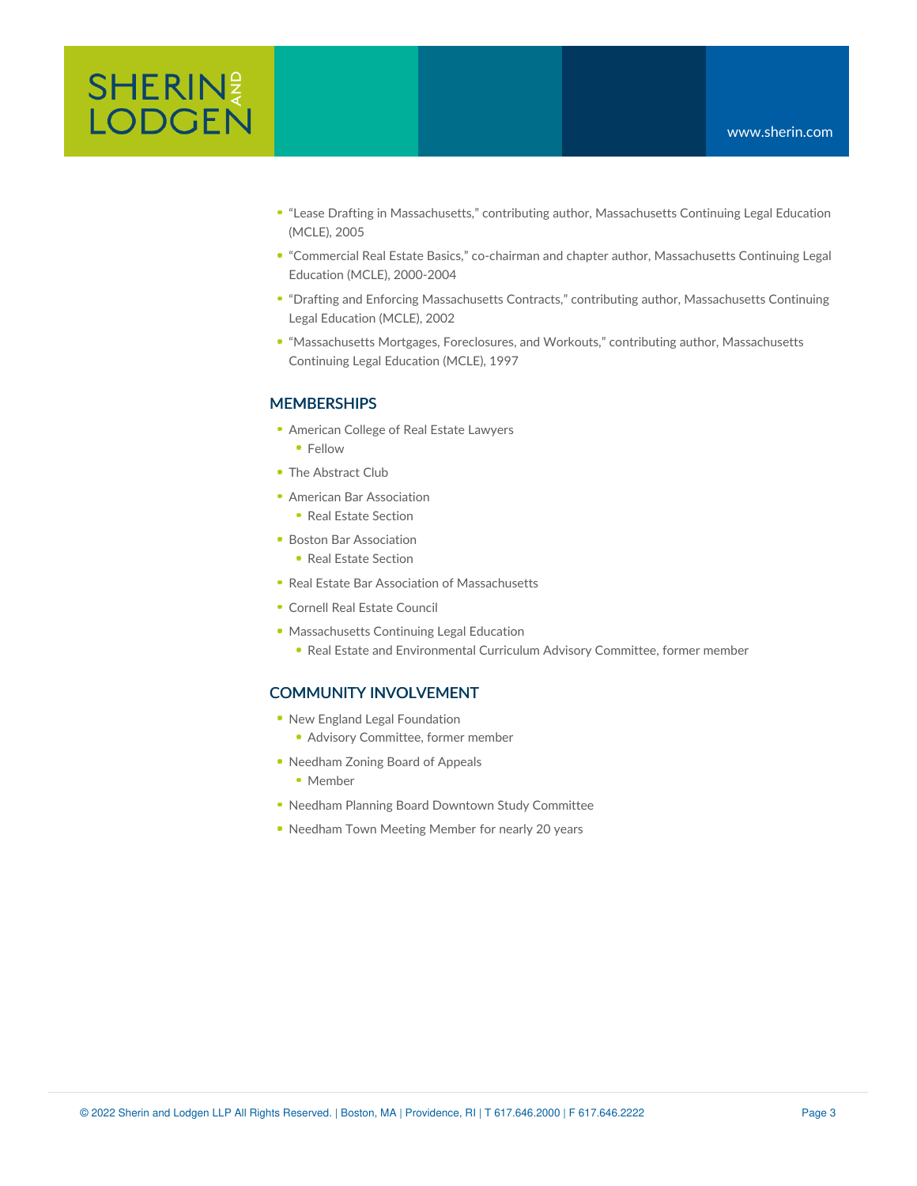- "Lease Drafting in Massachusetts," contributing author, Massachusetts Continuing Legal Education (MCLE), 2005
- "Commercial Real Estate Basics," co-chairman and chapter author, Massachusetts Continuing Legal Education (MCLE), 2000-2004
- "Drafting and Enforcing Massachusetts Contracts," contributing author, Massachusetts Continuing Legal Education (MCLE), 2002
- "Massachusetts Mortgages, Foreclosures, and Workouts," contributing author, Massachusetts Continuing Legal Education (MCLE), 1997

## MEMBERSHIPS

- American College of Real Estate Lawyers
  - Fellow
- The Abstract Club
- American Bar Association
  - Real Estate Section
- Boston Bar Association
  - Real Estate Section
- Real Estate Bar Association of Massachusetts
- Cornell Real Estate Council
- Massachusetts Continuing Legal Education
  - Real Estate and Environmental Curriculum Advisory Committee, former member

## COMMUNITY INVOLVEMENT

- New England Legal Foundation
  - Advisory Committee, former member
- Needham Zoning Board of Appeals
  - Member
- Needham Planning Board Downtown Study Committee
- Needham Town Meeting Member for nearly 20 years